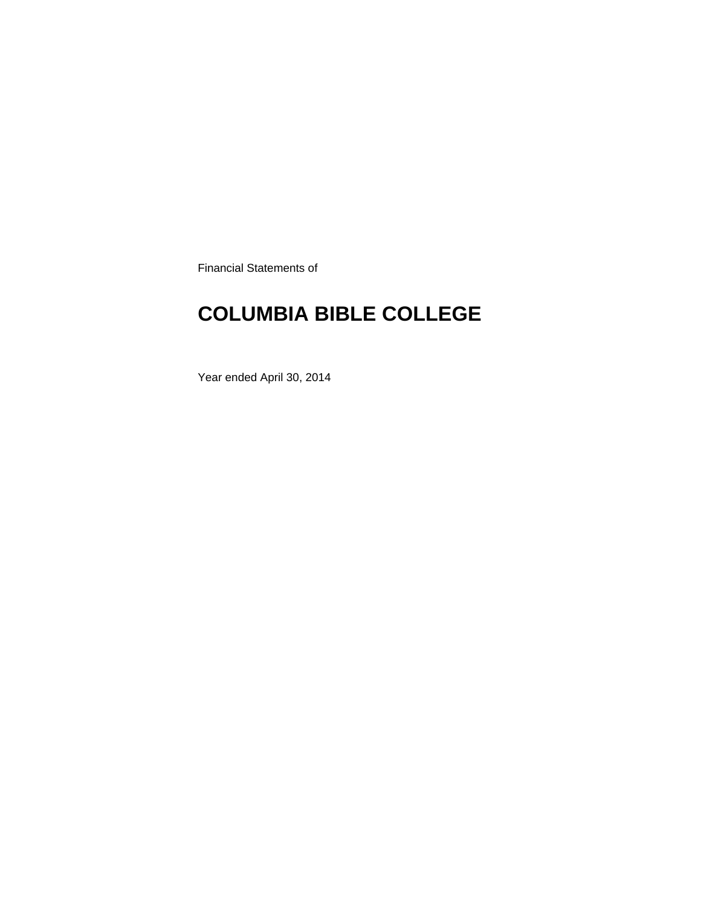Financial Statements of

# COLUMBIA BIBLE COLLEGE

Year ended April 30, 2014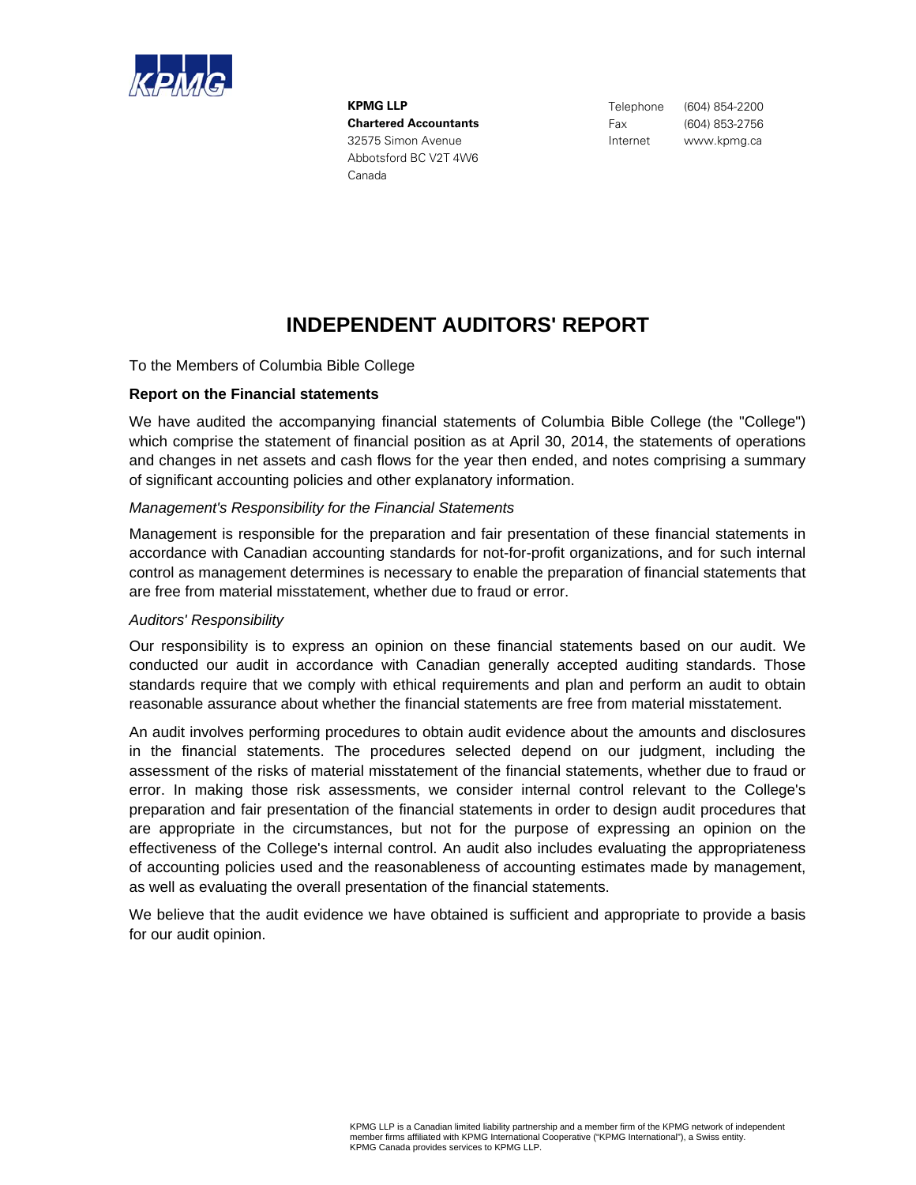**KPMG LLP**
**Chartered Accountants**
32575 Simon Avenue
Abbotsford BC V2T 4W6
Canada

Telephone (604) 854-2200
Fax (604) 853-2756
Internet www.kpmg.ca

# INDEPENDENT AUDITORS' REPORT

To the Members of Columbia Bible College

### Report on the Financial statements

We have audited the accompanying financial statements of Columbia Bible College (the "College") which comprise the statement of financial position as at April 30, 2014, the statements of operations and changes in net assets and cash flows for the year then ended, and notes comprising a summary of significant accounting policies and other explanatory information.

*Management's Responsibility for the Financial Statements*

Management is responsible for the preparation and fair presentation of these financial statements in accordance with Canadian accounting standards for not-for-profit organizations, and for such internal control as management determines is necessary to enable the preparation of financial statements that are free from material misstatement, whether due to fraud or error.

*Auditors' Responsibility*

Our responsibility is to express an opinion on these financial statements based on our audit. We conducted our audit in accordance with Canadian generally accepted auditing standards. Those standards require that we comply with ethical requirements and plan and perform an audit to obtain reasonable assurance about whether the financial statements are free from material misstatement.

An audit involves performing procedures to obtain audit evidence about the amounts and disclosures in the financial statements. The procedures selected depend on our judgment, including the assessment of the risks of material misstatement of the financial statements, whether due to fraud or error. In making those risk assessments, we consider internal control relevant to the College's preparation and fair presentation of the financial statements in order to design audit procedures that are appropriate in the circumstances, but not for the purpose of expressing an opinion on the effectiveness of the College's internal control. An audit also includes evaluating the appropriateness of accounting policies used and the reasonableness of accounting estimates made by management, as well as evaluating the overall presentation of the financial statements.

We believe that the audit evidence we have obtained is sufficient and appropriate to provide a basis for our audit opinion.

KPMG LLP is a Canadian limited liability partnership and a member firm of the KPMG network of independent member firms affiliated with KPMG International Cooperative ("KPMG International"), a Swiss entity. KPMG Canada provides services to KPMG LLP.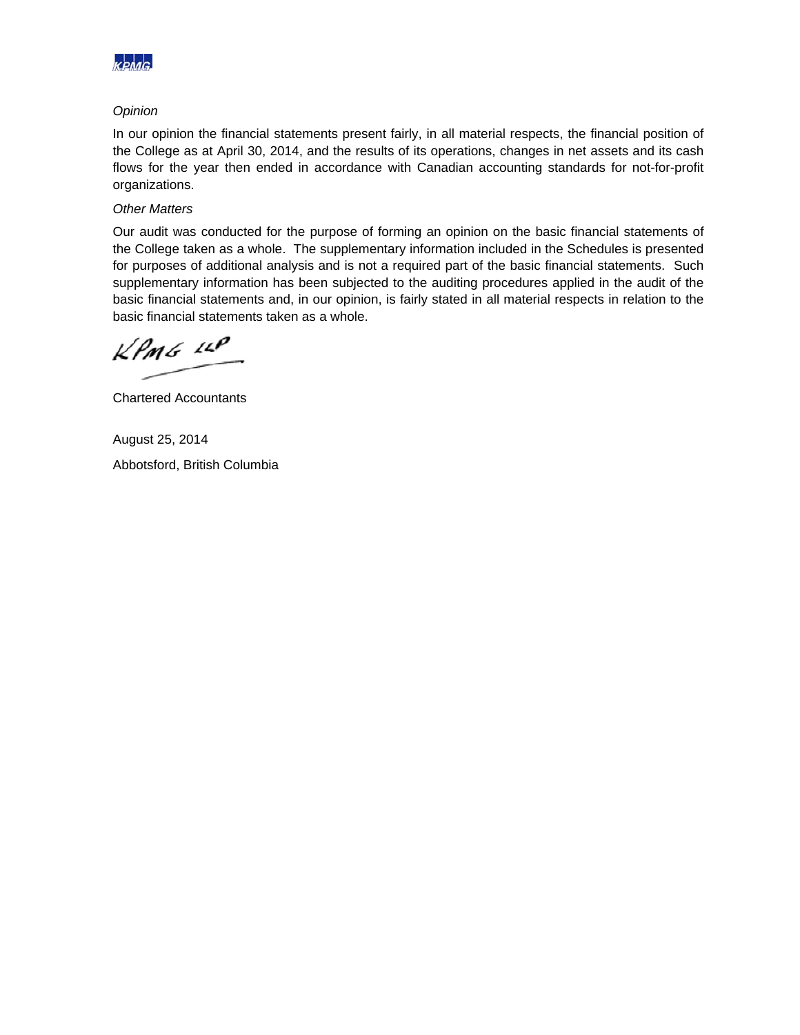*Opinion*

In our opinion the financial statements present fairly, in all material respects, the financial position of the College as at April 30, 2014, and the results of its operations, changes in net assets and its cash flows for the year then ended in accordance with Canadian accounting standards for not-for-profit organizations.

*Other Matters*

Our audit was conducted for the purpose of forming an opinion on the basic financial statements of the College taken as a whole. The supplementary information included in the Schedules is presented for purposes of additional analysis and is not a required part of the basic financial statements. Such supplementary information has been subjected to the auditing procedures applied in the audit of the basic financial statements and, in our opinion, is fairly stated in all material respects in relation to the basic financial statements taken as a whole.

KPMG LLP

Chartered Accountants

August 25, 2014

Abbotsford, British Columbia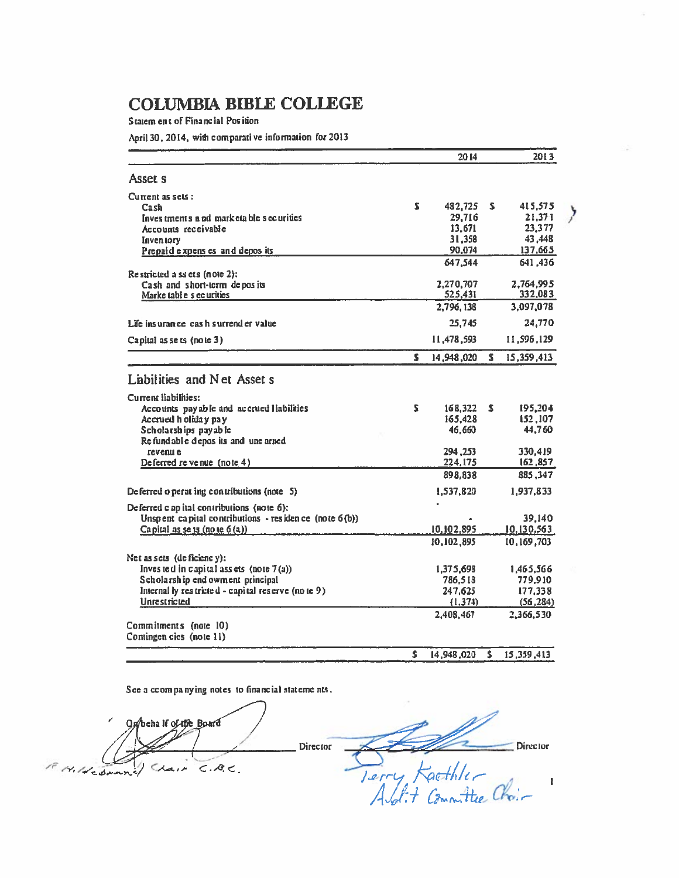# COLUMBIA BIBLE COLLEGE

Statement of Financial Position

April 30, 2014, with comparative information for 2013

| | 2014 | 2013 |
|---|---|---|
| **Assets** | | |
| Current assets: | | |
| Cash | $ 482,725 | $ 415,575 |
| Investments and marketable securities | 29,716 | 21,371 |
| Accounts receivable | 13,671 | 23,377 |
| Inventory | 31,358 | 43,448 |
| Prepaid expenses and deposits | 90,074 | 137,665 |
| | 647,544 | 641,436 |
| Restricted assets (note 2): | | |
| Cash and short-term deposits | 2,270,707 | 2,764,995 |
| Marketable securities | 525,431 | 332,083 |
| | 2,796,138 | 3,097,078 |
| Life insurance cash surrender value | 25,745 | 24,770 |
| Capital assets (note 3) | 11,478,593 | 11,596,129 |
| | $ 14,948,020 | $ 15,359,413 |
| **Liabilities and Net Assets** | | |
| Current liabilities: | | |
| Accounts payable and accrued liabilities | $ 168,322 | $ 195,204 |
| Accrued holiday pay | 165,428 | 152,107 |
| Scholarships payable | 46,660 | 44,760 |
| Refundable deposits and unearned revenue | 294,253 | 330,419 |
| Deferred revenue (note 4) | 224,175 | 162,857 |
| | 898,838 | 885,347 |
| Deferred operating contributions (note 5) | 1,537,820 | 1,937,833 |
| Deferred capital contributions (note 6): | | |
| Unspent capital contributions - residence (note 6(b)) | - | 39,140 |
| Capital assets (note 6(a)) | 10,102,895 | 10,130,563 |
| | 10,102,895 | 10,169,703 |
| Net assets (deficiency): | | |
| Invested in capital assets (note 7(a)) | 1,375,698 | 1,465,566 |
| Scholarship endowment principal | 786,518 | 779,910 |
| Internally restricted - capital reserve (note 9) | 247,625 | 177,338 |
| Unrestricted | (1,374) | (56,284) |
| | 2,408,467 | 2,366,530 |
| Commitments (note 10) | | |
| Contingencies (note 11) | | |
| | $ 14,948,020 | $ 15,359,413 |

See accompanying notes to financial statements.

On behalf of the Board

_______________ Director &nbsp;&nbsp;&nbsp;&nbsp; _______________ Director

R. Hildebrand Chair C.B.C. &nbsp;&nbsp;&nbsp;&nbsp; Terry Kaethler Audit Committee Chair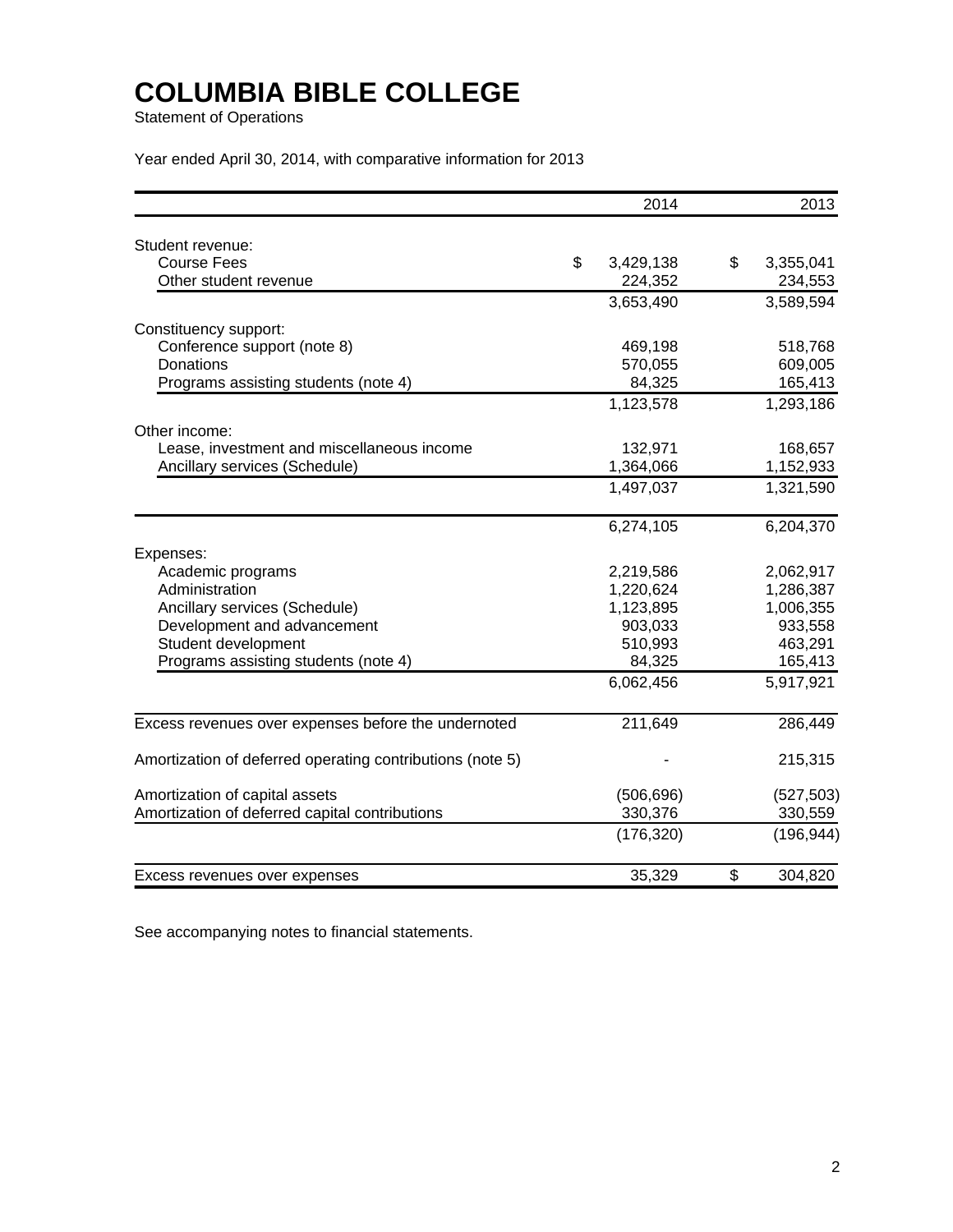# COLUMBIA BIBLE COLLEGE

Statement of Operations

Year ended April 30, 2014, with comparative information for 2013

| | 2014 | 2013 |
|---|---|---|
| Student revenue: | | |
| Course Fees | $ 3,429,138 | $ 3,355,041 |
| Other student revenue | 224,352 | 234,553 |
| | 3,653,490 | 3,589,594 |
| Constituency support: | | |
| Conference support (note 8) | 469,198 | 518,768 |
| Donations | 570,055 | 609,005 |
| Programs assisting students (note 4) | 84,325 | 165,413 |
| | 1,123,578 | 1,293,186 |
| Other income: | | |
| Lease, investment and miscellaneous income | 132,971 | 168,657 |
| Ancillary services (Schedule) | 1,364,066 | 1,152,933 |
| | 1,497,037 | 1,321,590 |
| | 6,274,105 | 6,204,370 |
| Expenses: | | |
| Academic programs | 2,219,586 | 2,062,917 |
| Administration | 1,220,624 | 1,286,387 |
| Ancillary services (Schedule) | 1,123,895 | 1,006,355 |
| Development and advancement | 903,033 | 933,558 |
| Student development | 510,993 | 463,291 |
| Programs assisting students (note 4) | 84,325 | 165,413 |
| | 6,062,456 | 5,917,921 |
| Excess revenues over expenses before the undernoted | 211,649 | 286,449 |
| Amortization of deferred operating contributions (note 5) | - | 215,315 |
| Amortization of capital assets | (506,696) | (527,503) |
| Amortization of deferred capital contributions | 330,376 | 330,559 |
| | (176,320) | (196,944) |
| Excess revenues over expenses | 35,329 | $ 304,820 |

See accompanying notes to financial statements.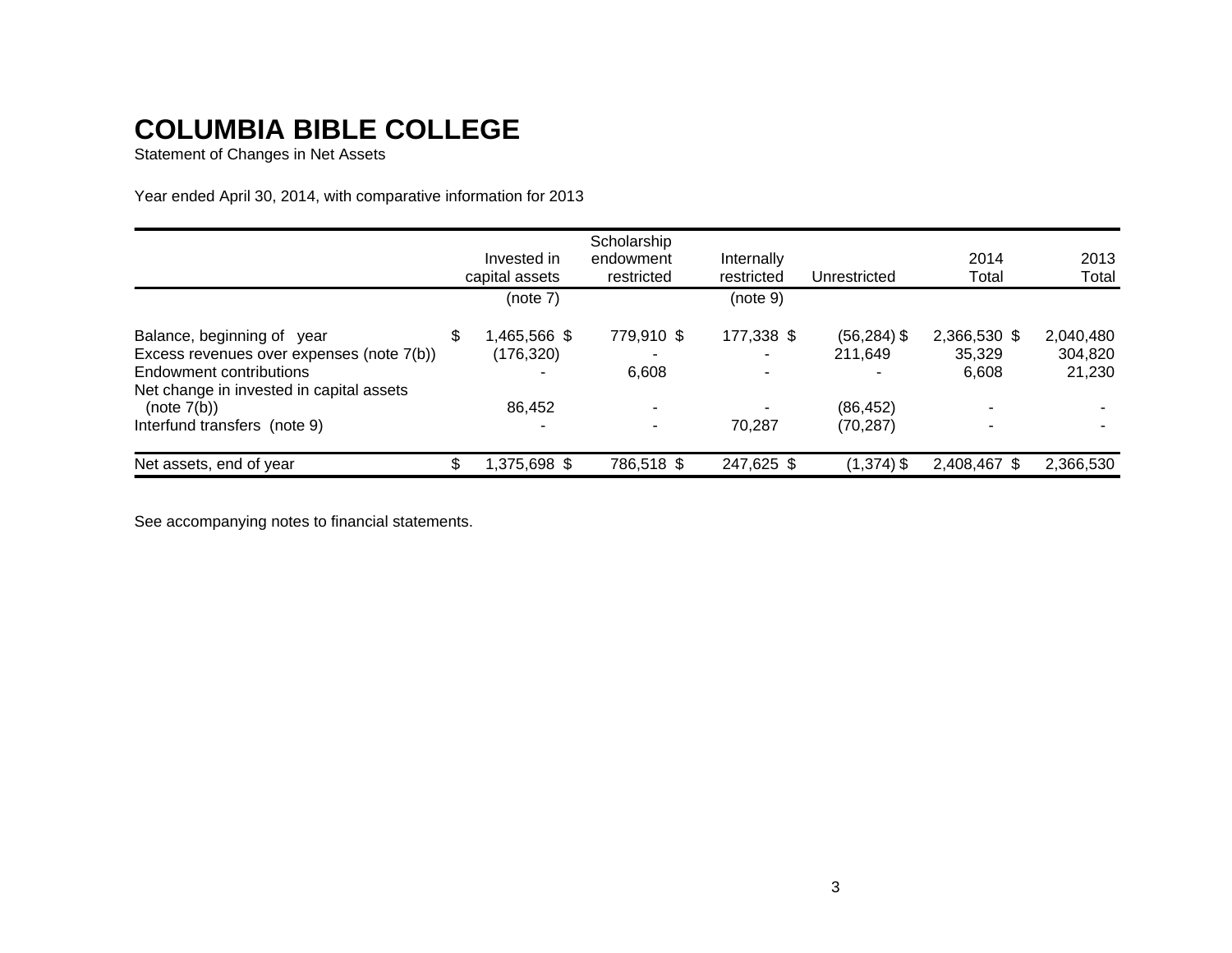# COLUMBIA BIBLE COLLEGE

Statement of Changes in Net Assets

Year ended April 30, 2014, with comparative information for 2013

| | Invested in capital assets | Scholarship endowment restricted | Internally restricted | Unrestricted | 2014 Total | 2013 Total |
|---|---|---|---|---|---|---|
| | (note 7) | | (note 9) | | | |
| Balance, beginning of year | $ 1,465,566 | $ 779,910 | $ 177,338 | $ (56,284) | $ 2,366,530 | $ 2,040,480 |
| Excess revenues over expenses (note 7(b)) | (176,320) | - | - | 211,649 | 35,329 | 304,820 |
| Endowment contributions | - | 6,608 | - | - | 6,608 | 21,230 |
| Net change in invested in capital assets (note 7(b)) | 86,452 | - | - | (86,452) | - | - |
| Interfund transfers (note 9) | - | - | 70,287 | (70,287) | - | - |
| Net assets, end of year | $ 1,375,698 | $ 786,518 | $ 247,625 | $ (1,374) | $ 2,408,467 | $ 2,366,530 |

See accompanying notes to financial statements.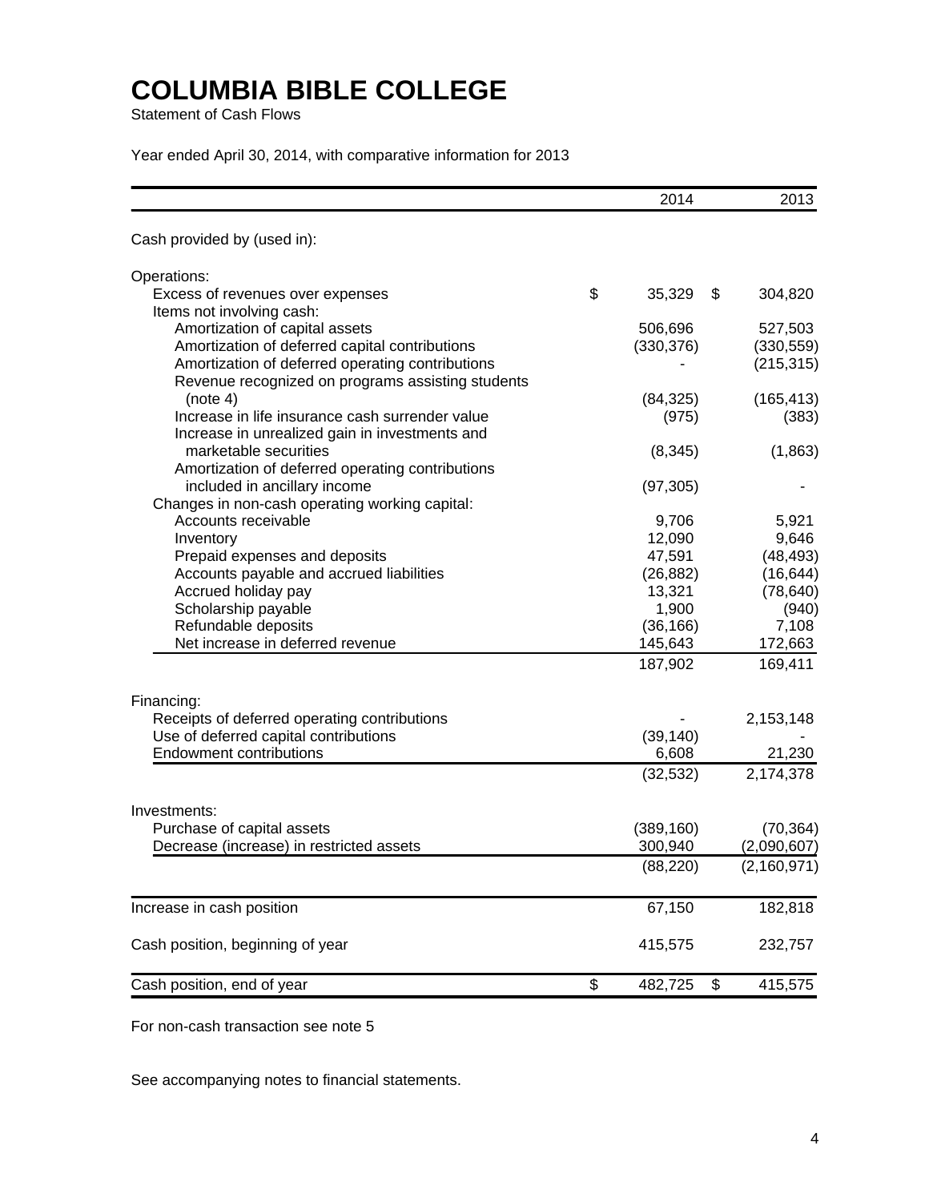# COLUMBIA BIBLE COLLEGE

Statement of Cash Flows

Year ended April 30, 2014, with comparative information for 2013

| | 2014 | 2013 |
|---|---|---|
| Cash provided by (used in): | | |
| Operations: | | |
| Excess of revenues over expenses | $ 35,329 | $ 304,820 |
| Items not involving cash: | | |
| Amortization of capital assets | 506,696 | 527,503 |
| Amortization of deferred capital contributions | (330,376) | (330,559) |
| Amortization of deferred operating contributions | - | (215,315) |
| Revenue recognized on programs assisting students (note 4) | (84,325) | (165,413) |
| Increase in life insurance cash surrender value | (975) | (383) |
| Increase in unrealized gain in investments and marketable securities | (8,345) | (1,863) |
| Amortization of deferred operating contributions included in ancillary income | (97,305) | - |
| Changes in non-cash operating working capital: | | |
| Accounts receivable | 9,706 | 5,921 |
| Inventory | 12,090 | 9,646 |
| Prepaid expenses and deposits | 47,591 | (48,493) |
| Accounts payable and accrued liabilities | (26,882) | (16,644) |
| Accrued holiday pay | 13,321 | (78,640) |
| Scholarship payable | 1,900 | (940) |
| Refundable deposits | (36,166) | 7,108 |
| Net increase in deferred revenue | 145,643 | 172,663 |
| | 187,902 | 169,411 |
| Financing: | | |
| Receipts of deferred operating contributions | - | 2,153,148 |
| Use of deferred capital contributions | (39,140) | - |
| Endowment contributions | 6,608 | 21,230 |
| | (32,532) | 2,174,378 |
| Investments: | | |
| Purchase of capital assets | (389,160) | (70,364) |
| Decrease (increase) in restricted assets | 300,940 | (2,090,607) |
| | (88,220) | (2,160,971) |
| Increase in cash position | 67,150 | 182,818 |
| Cash position, beginning of year | 415,575 | 232,757 |
| Cash position, end of year | $ 482,725 | $ 415,575 |

For non-cash transaction see note 5

See accompanying notes to financial statements.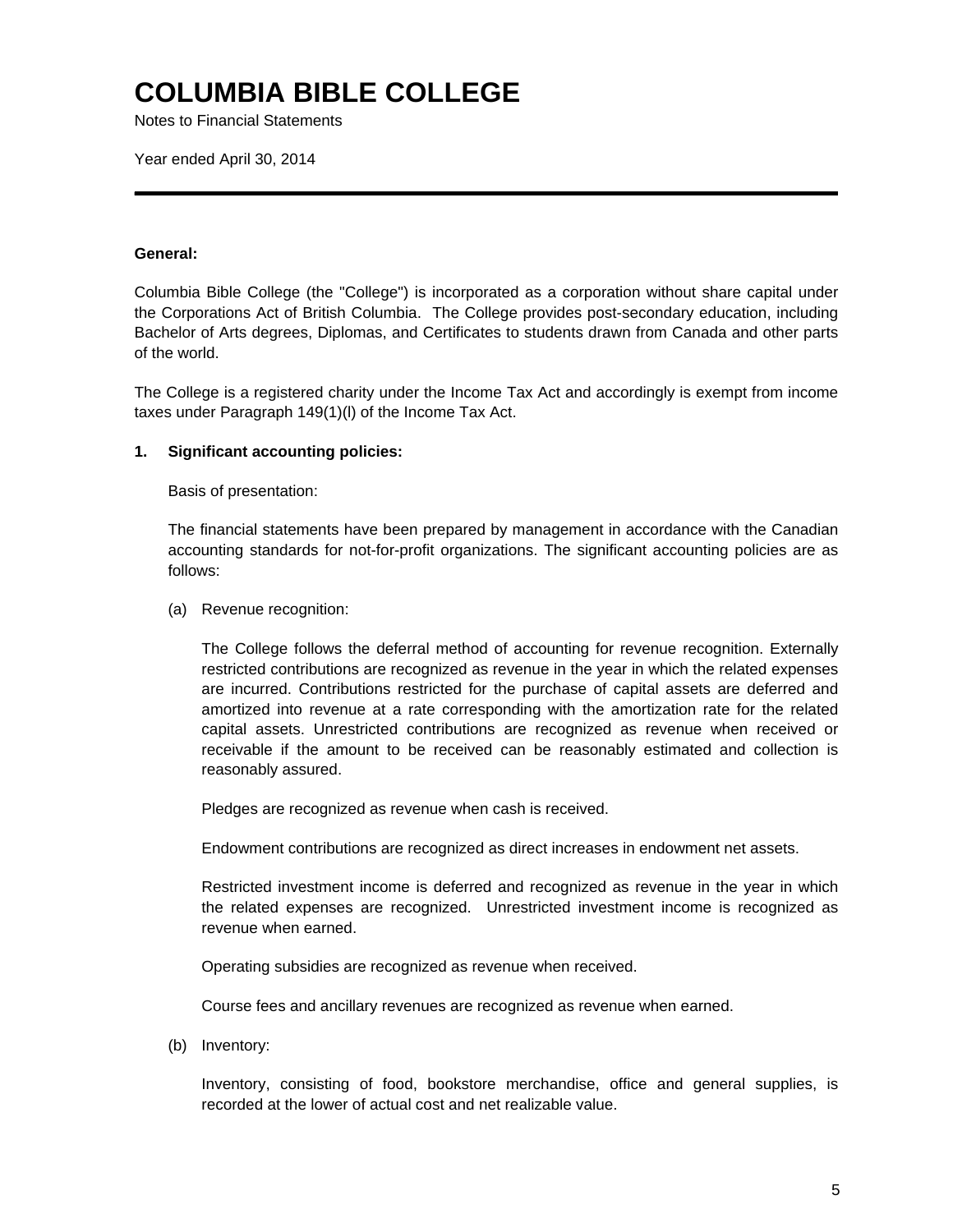# COLUMBIA BIBLE COLLEGE

Notes to Financial Statements

Year ended April 30, 2014

---

**General:**

Columbia Bible College (the "College") is incorporated as a corporation without share capital under the Corporations Act of British Columbia. The College provides post-secondary education, including Bachelor of Arts degrees, Diplomas, and Certificates to students drawn from Canada and other parts of the world.

The College is a registered charity under the Income Tax Act and accordingly is exempt from income taxes under Paragraph 149(1)(l) of the Income Tax Act.

**1. Significant accounting policies:**

Basis of presentation:

The financial statements have been prepared by management in accordance with the Canadian accounting standards for not-for-profit organizations. The significant accounting policies are as follows:

(a) Revenue recognition:

The College follows the deferral method of accounting for revenue recognition. Externally restricted contributions are recognized as revenue in the year in which the related expenses are incurred. Contributions restricted for the purchase of capital assets are deferred and amortized into revenue at a rate corresponding with the amortization rate for the related capital assets. Unrestricted contributions are recognized as revenue when received or receivable if the amount to be received can be reasonably estimated and collection is reasonably assured.

Pledges are recognized as revenue when cash is received.

Endowment contributions are recognized as direct increases in endowment net assets.

Restricted investment income is deferred and recognized as revenue in the year in which the related expenses are recognized. Unrestricted investment income is recognized as revenue when earned.

Operating subsidies are recognized as revenue when received.

Course fees and ancillary revenues are recognized as revenue when earned.

(b) Inventory:

Inventory, consisting of food, bookstore merchandise, office and general supplies, is recorded at the lower of actual cost and net realizable value.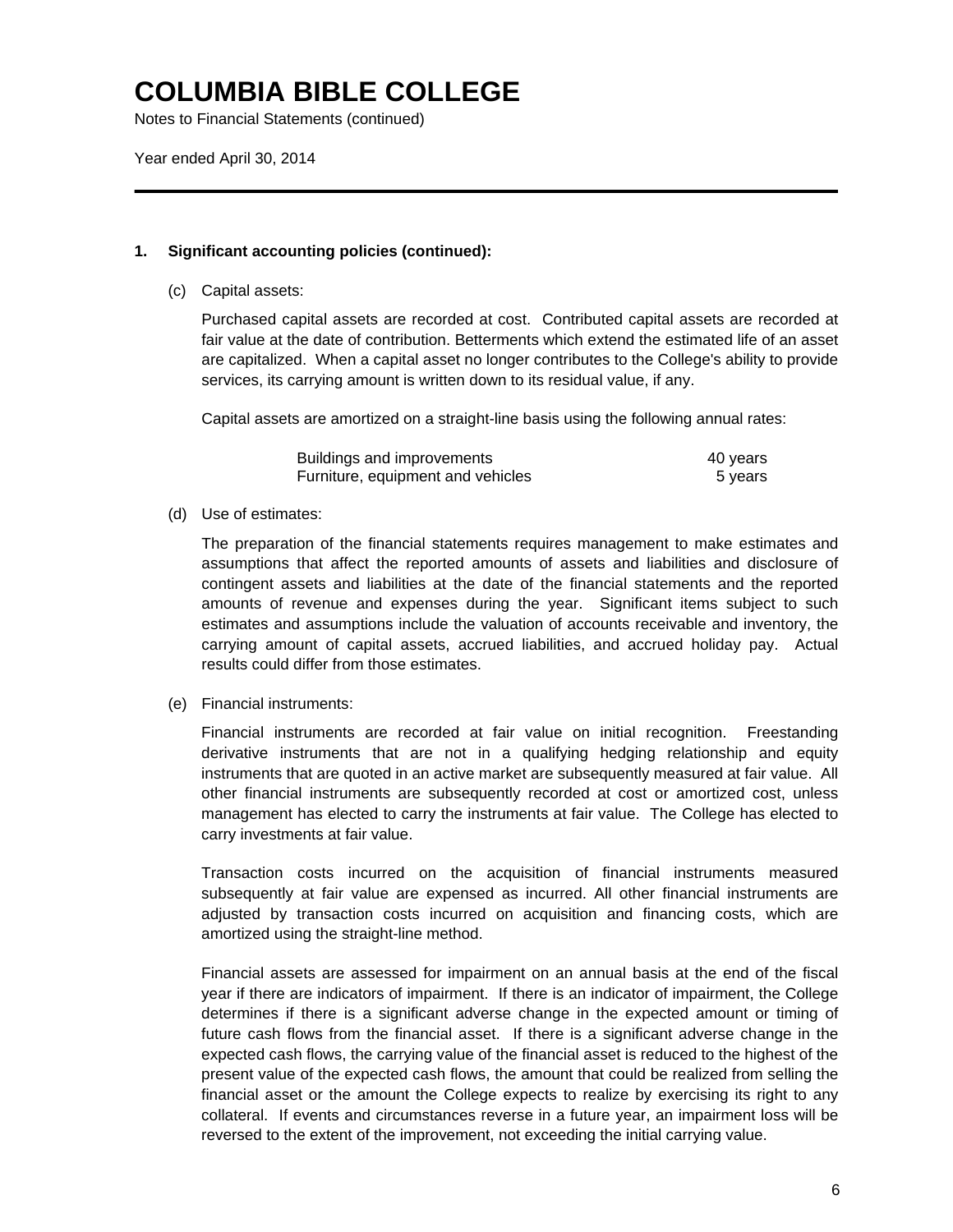# COLUMBIA BIBLE COLLEGE

Notes to Financial Statements (continued)

Year ended April 30, 2014

**1. Significant accounting policies (continued):**

(c) Capital assets:

Purchased capital assets are recorded at cost. Contributed capital assets are recorded at fair value at the date of contribution. Betterments which extend the estimated life of an asset are capitalized. When a capital asset no longer contributes to the College's ability to provide services, its carrying amount is written down to its residual value, if any.

Capital assets are amortized on a straight-line basis using the following annual rates:

| | |
|---|---|
| Buildings and improvements | 40 years |
| Furniture, equipment and vehicles | 5 years |

(d) Use of estimates:

The preparation of the financial statements requires management to make estimates and assumptions that affect the reported amounts of assets and liabilities and disclosure of contingent assets and liabilities at the date of the financial statements and the reported amounts of revenue and expenses during the year. Significant items subject to such estimates and assumptions include the valuation of accounts receivable and inventory, the carrying amount of capital assets, accrued liabilities, and accrued holiday pay. Actual results could differ from those estimates.

(e) Financial instruments:

Financial instruments are recorded at fair value on initial recognition. Freestanding derivative instruments that are not in a qualifying hedging relationship and equity instruments that are quoted in an active market are subsequently measured at fair value. All other financial instruments are subsequently recorded at cost or amortized cost, unless management has elected to carry the instruments at fair value. The College has elected to carry investments at fair value.

Transaction costs incurred on the acquisition of financial instruments measured subsequently at fair value are expensed as incurred. All other financial instruments are adjusted by transaction costs incurred on acquisition and financing costs, which are amortized using the straight-line method.

Financial assets are assessed for impairment on an annual basis at the end of the fiscal year if there are indicators of impairment. If there is an indicator of impairment, the College determines if there is a significant adverse change in the expected amount or timing of future cash flows from the financial asset. If there is a significant adverse change in the expected cash flows, the carrying value of the financial asset is reduced to the highest of the present value of the expected cash flows, the amount that could be realized from selling the financial asset or the amount the College expects to realize by exercising its right to any collateral. If events and circumstances reverse in a future year, an impairment loss will be reversed to the extent of the improvement, not exceeding the initial carrying value.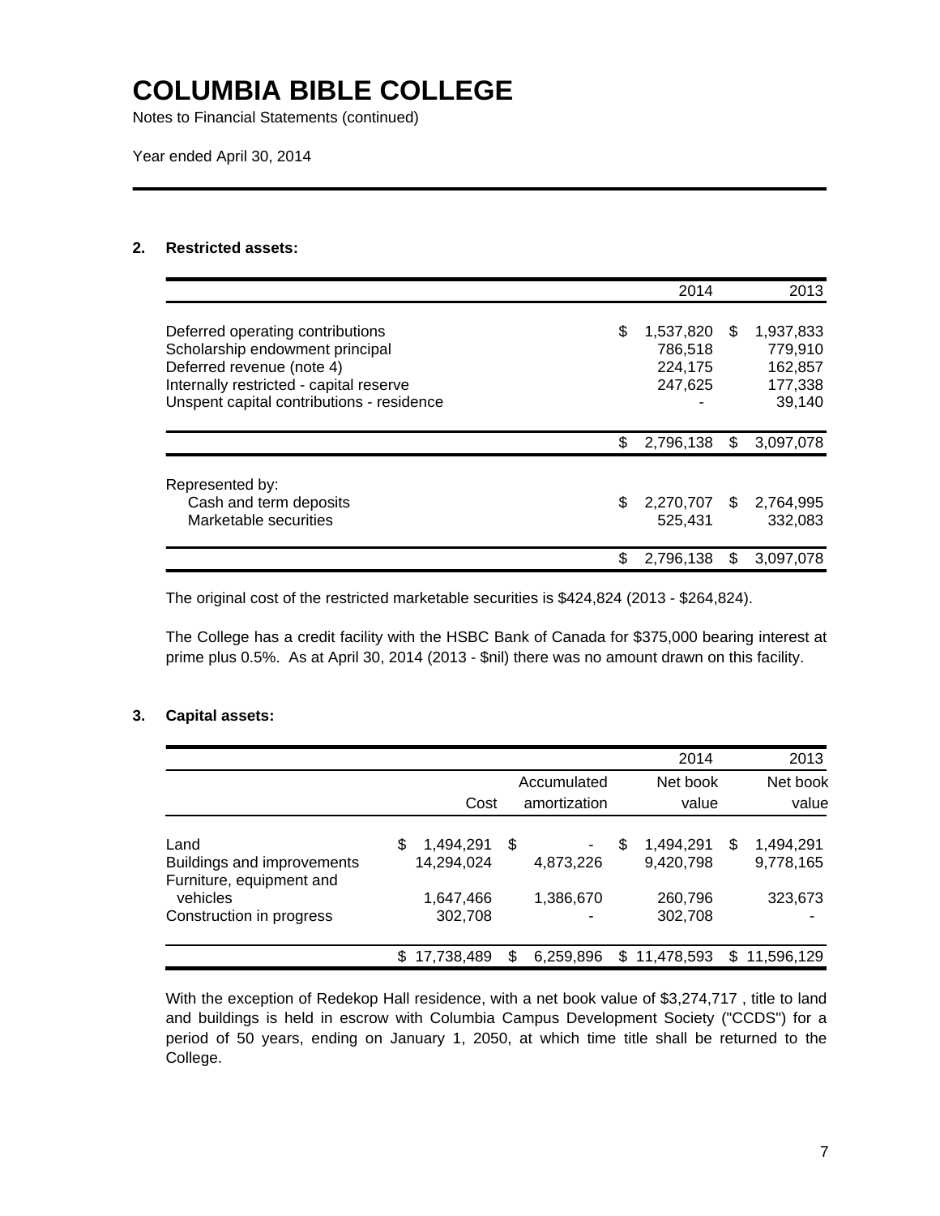# COLUMBIA BIBLE COLLEGE

Notes to Financial Statements (continued)

Year ended April 30, 2014

## 2. Restricted assets:

| | 2014 | 2013 |
|---|---|---|
| Deferred operating contributions | $ 1,537,820 | $ 1,937,833 |
| Scholarship endowment principal | 786,518 | 779,910 |
| Deferred revenue (note 4) | 224,175 | 162,857 |
| Internally restricted - capital reserve | 247,625 | 177,338 |
| Unspent capital contributions - residence | - | 39,140 |
| | $ 2,796,138 | $ 3,097,078 |
| Represented by: | | |
| Cash and term deposits | $ 2,270,707 | $ 2,764,995 |
| Marketable securities | 525,431 | 332,083 |
| | $ 2,796,138 | $ 3,097,078 |

The original cost of the restricted marketable securities is $424,824 (2013 - $264,824).

The College has a credit facility with the HSBC Bank of Canada for $375,000 bearing interest at prime plus 0.5%. As at April 30, 2014 (2013 - $nil) there was no amount drawn on this facility.

## 3. Capital assets:

| | | | 2014 | 2013 |
|---|---|---|---|---|
| | Cost | Accumulated amortization | Net book value | Net book value |
| Land | $ 1,494,291 | $ - | $ 1,494,291 | $ 1,494,291 |
| Buildings and improvements | 14,294,024 | 4,873,226 | 9,420,798 | 9,778,165 |
| Furniture, equipment and vehicles | 1,647,466 | 1,386,670 | 260,796 | 323,673 |
| Construction in progress | 302,708 | - | 302,708 | - |
| | $ 17,738,489 | $ 6,259,896 | $ 11,478,593 | $ 11,596,129 |

With the exception of Redekop Hall residence, with a net book value of $3,274,717 , title to land and buildings is held in escrow with Columbia Campus Development Society ("CCDS") for a period of 50 years, ending on January 1, 2050, at which time title shall be returned to the College.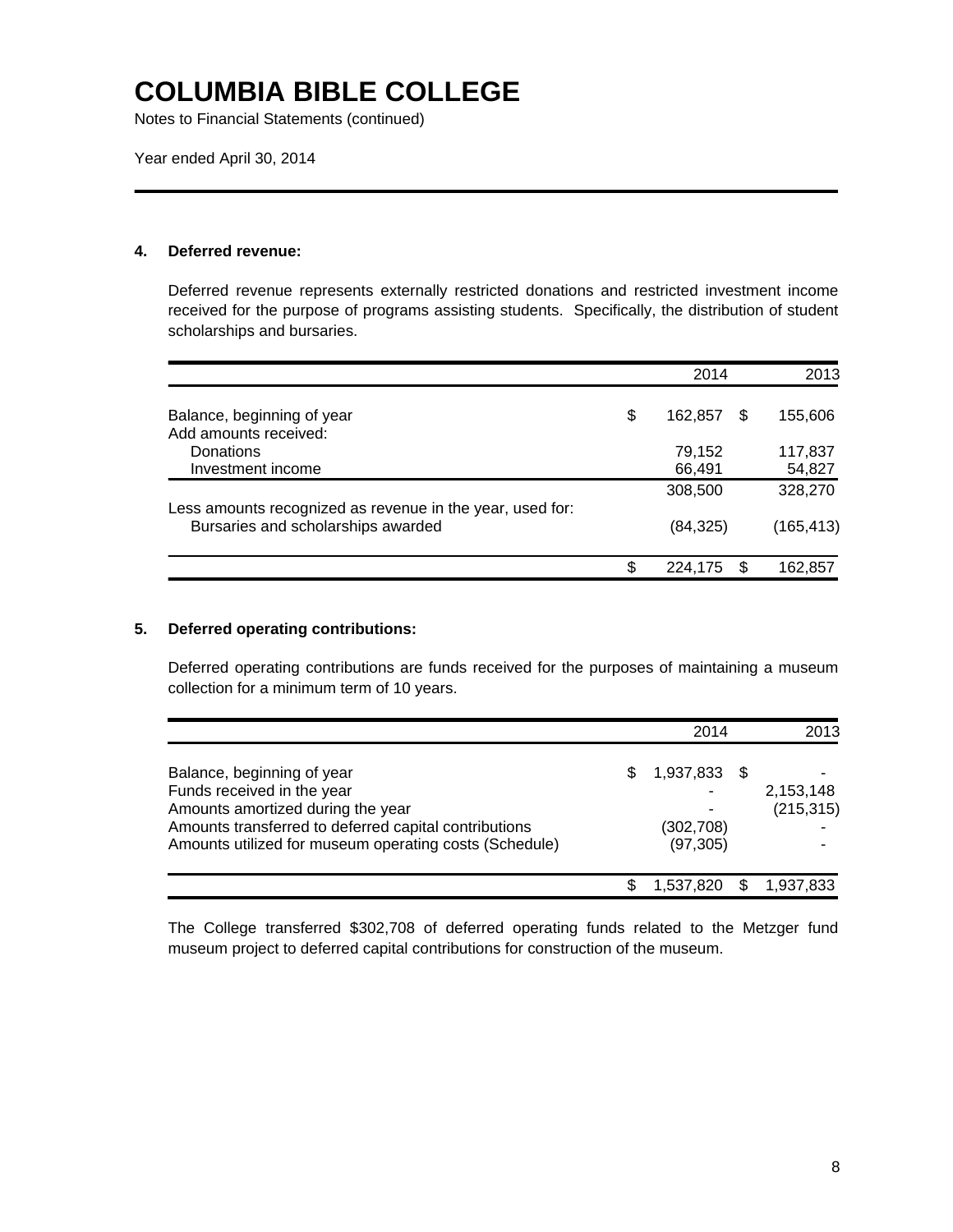# COLUMBIA BIBLE COLLEGE

Notes to Financial Statements (continued)

Year ended April 30, 2014

### 4. Deferred revenue:

Deferred revenue represents externally restricted donations and restricted investment income received for the purpose of programs assisting students. Specifically, the distribution of student scholarships and bursaries.

| | 2014 | 2013 |
|---|---|---|
| Balance, beginning of year | $ 162,857 | $ 155,606 |
| Add amounts received: | | |
| Donations | 79,152 | 117,837 |
| Investment income | 66,491 | 54,827 |
| | 308,500 | 328,270 |
| Less amounts recognized as revenue in the year, used for: | | |
| Bursaries and scholarships awarded | (84,325) | (165,413) |
| | $ 224,175 | $ 162,857 |

### 5. Deferred operating contributions:

Deferred operating contributions are funds received for the purposes of maintaining a museum collection for a minimum term of 10 years.

| | 2014 | 2013 |
|---|---|---|
| Balance, beginning of year | $ 1,937,833 | $ - |
| Funds received in the year | - | 2,153,148 |
| Amounts amortized during the year | - | (215,315) |
| Amounts transferred to deferred capital contributions | (302,708) | - |
| Amounts utilized for museum operating costs (Schedule) | (97,305) | - |
| | $ 1,537,820 | $ 1,937,833 |

The College transferred $302,708 of deferred operating funds related to the Metzger fund museum project to deferred capital contributions for construction of the museum.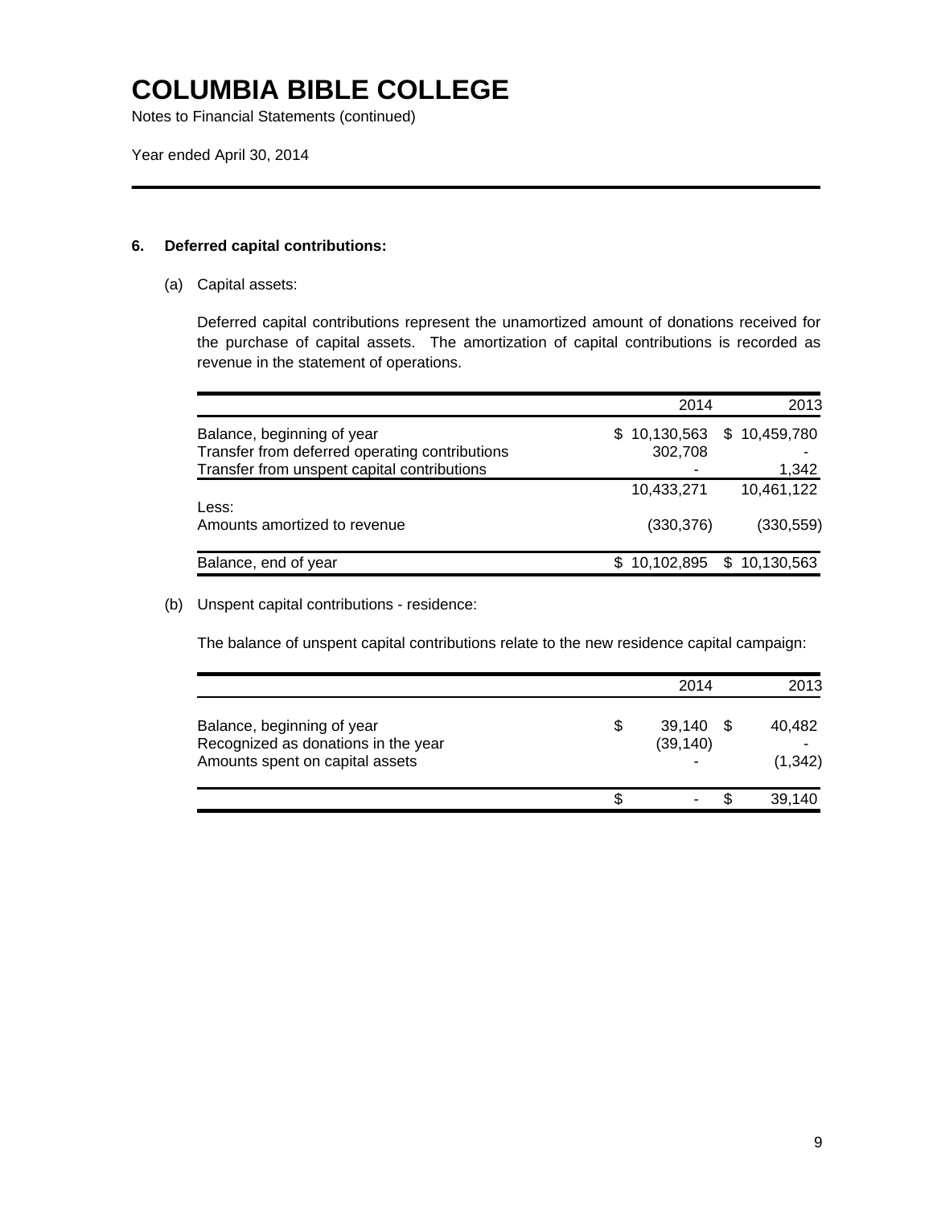# COLUMBIA BIBLE COLLEGE

Notes to Financial Statements (continued)

Year ended April 30, 2014

**6. Deferred capital contributions:**

(a) Capital assets:

Deferred capital contributions represent the unamortized amount of donations received for the purchase of capital assets. The amortization of capital contributions is recorded as revenue in the statement of operations.

| | 2014 | 2013 |
|---|---|---|
| Balance, beginning of year | $ 10,130,563 | $ 10,459,780 |
| Transfer from deferred operating contributions | 302,708 | - |
| Transfer from unspent capital contributions | - | 1,342 |
| | 10,433,271 | 10,461,122 |
| Less: | | |
| Amounts amortized to revenue | (330,376) | (330,559) |
| Balance, end of year | $ 10,102,895 | $ 10,130,563 |

(b) Unspent capital contributions - residence:

The balance of unspent capital contributions relate to the new residence capital campaign:

| | 2014 | 2013 |
|---|---|---|
| Balance, beginning of year | $ 39,140 | $ 40,482 |
| Recognized as donations in the year | (39,140) | - |
| Amounts spent on capital assets | - | (1,342) |
| | $ - | $ 39,140 |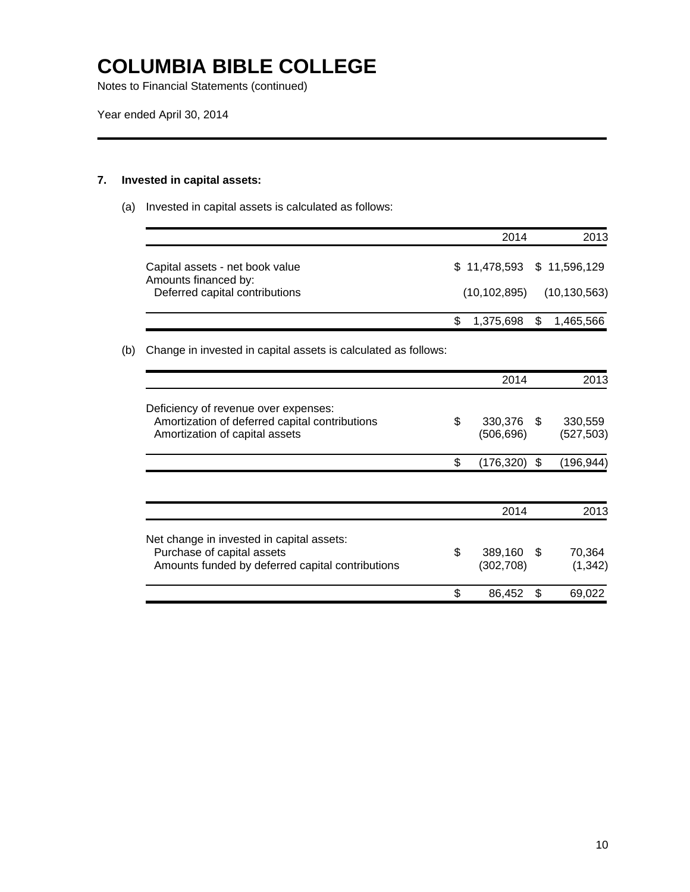# COLUMBIA BIBLE COLLEGE

Notes to Financial Statements (continued)

Year ended April 30, 2014

## 7. Invested in capital assets:

(a) Invested in capital assets is calculated as follows:

| | 2014 | 2013 |
|---|---|---|
| Capital assets - net book value | $ 11,478,593 | $ 11,596,129 |
| Amounts financed by: | | |
| Deferred capital contributions | (10,102,895) | (10,130,563) |
| | $ 1,375,698 | $ 1,465,566 |

(b) Change in invested in capital assets is calculated as follows:

| | 2014 | 2013 |
|---|---|---|
| Deficiency of revenue over expenses: | | |
| Amortization of deferred capital contributions | $ 330,376 | $ 330,559 |
| Amortization of capital assets | (506,696) | (527,503) |
| | $ (176,320) | $ (196,944) |

| | 2014 | 2013 |
|---|---|---|
| Net change in invested in capital assets: | | |
| Purchase of capital assets | $ 389,160 | $ 70,364 |
| Amounts funded by deferred capital contributions | (302,708) | (1,342) |
| | $ 86,452 | $ 69,022 |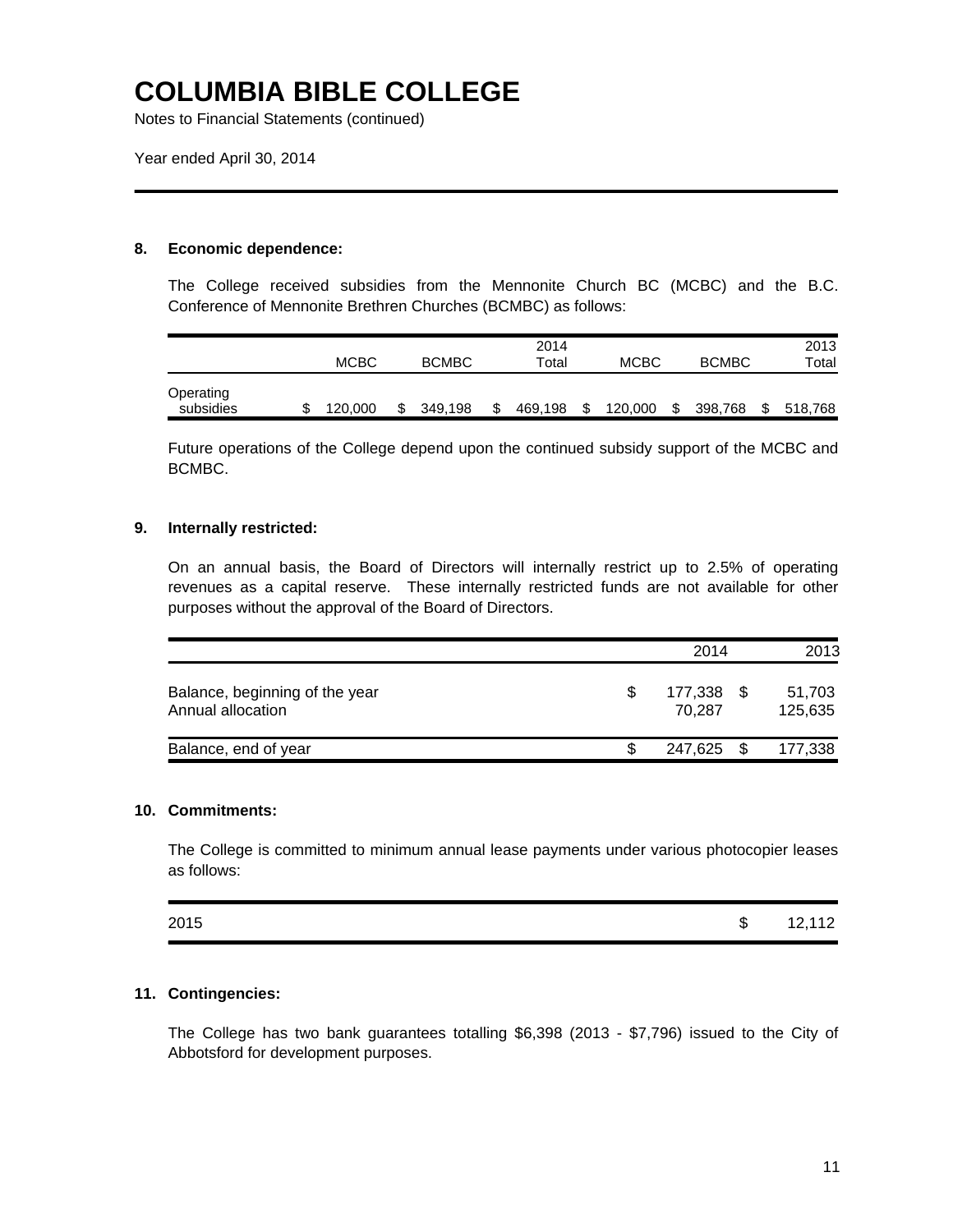# COLUMBIA BIBLE COLLEGE

Notes to Financial Statements (continued)

Year ended April 30, 2014

## 8. Economic dependence:

The College received subsidies from the Mennonite Church BC (MCBC) and the B.C. Conference of Mennonite Brethren Churches (BCMBC) as follows:

| | MCBC | BCMBC | 2014 Total | MCBC | BCMBC | 2013 Total |
|---|---|---|---|---|---|---|
| Operating subsidies | $ 120,000 | $ 349,198 | $ 469,198 | $ 120,000 | $ 398,768 | $ 518,768 |

Future operations of the College depend upon the continued subsidy support of the MCBC and BCMBC.

## 9. Internally restricted:

On an annual basis, the Board of Directors will internally restrict up to 2.5% of operating revenues as a capital reserve. These internally restricted funds are not available for other purposes without the approval of the Board of Directors.

| | 2014 | 2013 |
|---|---|---|
| Balance, beginning of the year | $ 177,338 | $ 51,703 |
| Annual allocation | 70,287 | 125,635 |
| Balance, end of year | $ 247,625 | $ 177,338 |

## 10. Commitments:

The College is committed to minimum annual lease payments under various photocopier leases as follows:

| | |
|---|---|
| 2015 | $ 12,112 |

## 11. Contingencies:

The College has two bank guarantees totalling $6,398 (2013 - $7,796) issued to the City of Abbotsford for development purposes.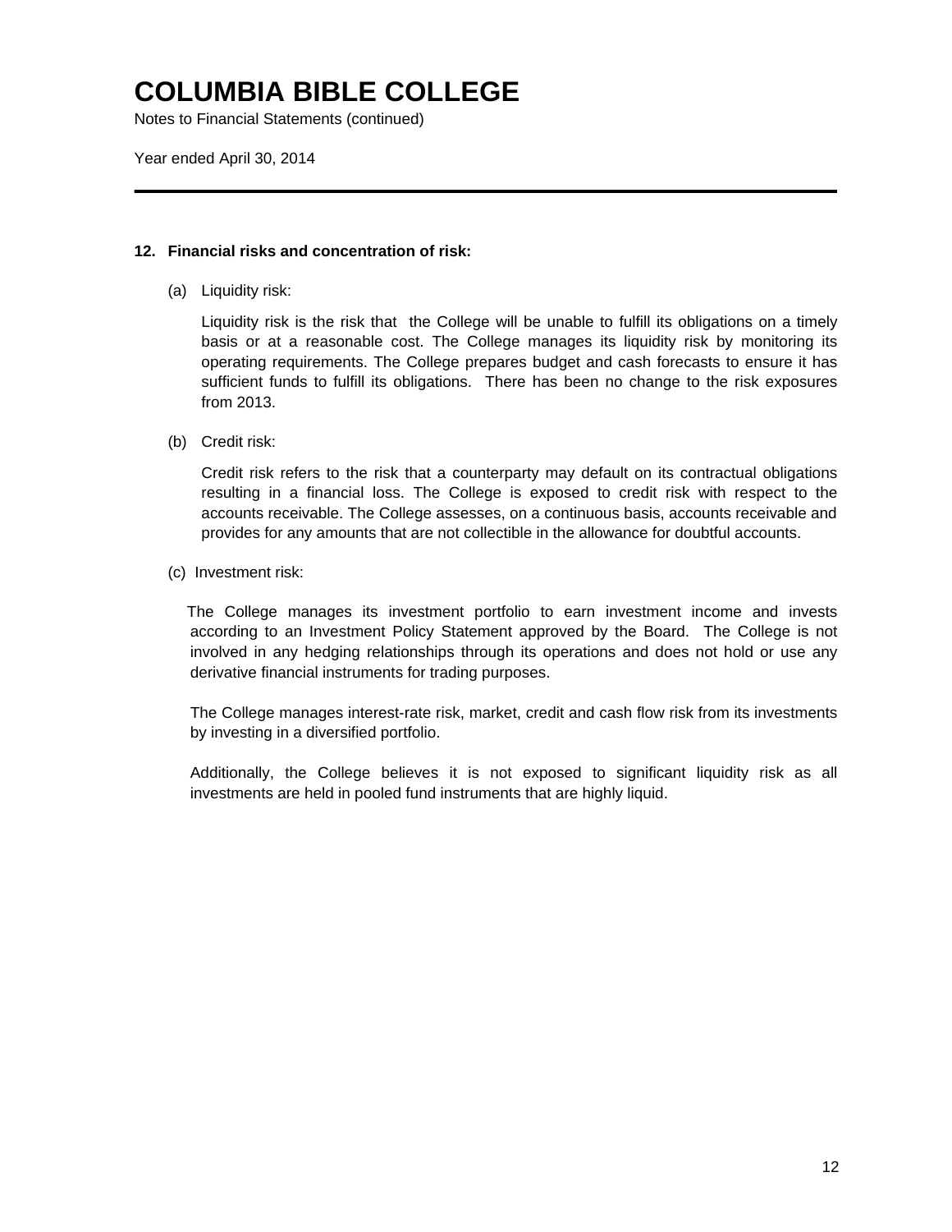# COLUMBIA BIBLE COLLEGE

Notes to Financial Statements (continued)

Year ended April 30, 2014

**12. Financial risks and concentration of risk:**

(a) Liquidity risk:

Liquidity risk is the risk that the College will be unable to fulfill its obligations on a timely basis or at a reasonable cost. The College manages its liquidity risk by monitoring its operating requirements. The College prepares budget and cash forecasts to ensure it has sufficient funds to fulfill its obligations. There has been no change to the risk exposures from 2013.

(b) Credit risk:

Credit risk refers to the risk that a counterparty may default on its contractual obligations resulting in a financial loss. The College is exposed to credit risk with respect to the accounts receivable. The College assesses, on a continuous basis, accounts receivable and provides for any amounts that are not collectible in the allowance for doubtful accounts.

(c) Investment risk:

The College manages its investment portfolio to earn investment income and invests according to an Investment Policy Statement approved by the Board. The College is not involved in any hedging relationships through its operations and does not hold or use any derivative financial instruments for trading purposes.

The College manages interest-rate risk, market, credit and cash flow risk from its investments by investing in a diversified portfolio.

Additionally, the College believes it is not exposed to significant liquidity risk as all investments are held in pooled fund instruments that are highly liquid.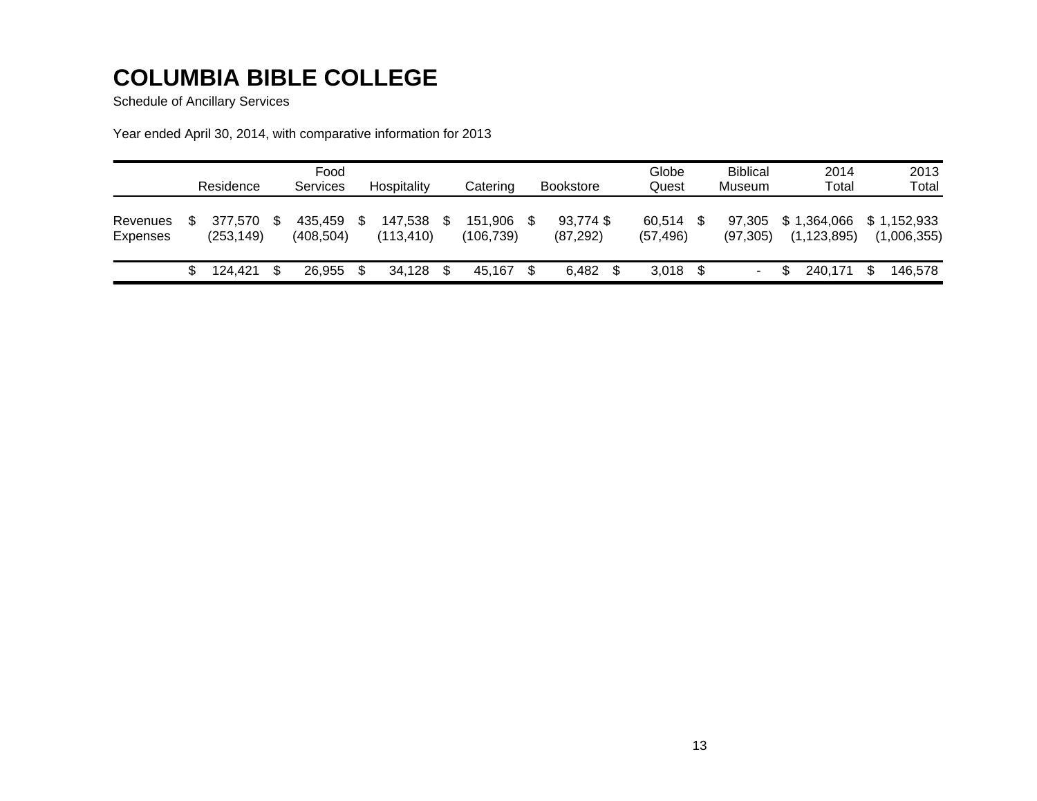# COLUMBIA BIBLE COLLEGE

Schedule of Ancillary Services

Year ended April 30, 2014, with comparative information for 2013

| | Residence | Food Services | Hospitality | Catering | Bookstore | Globe Quest | Biblical Museum | 2014 Total | 2013 Total |
|---|---|---|---|---|---|---|---|---|---|
| Revenues | $ 377,570 | $ 435,459 | $ 147,538 | $ 151,906 | $ 93,774 | $ 60,514 | $ 97,305 | $ 1,364,066 | $ 1,152,933 |
| Expenses | (253,149) | (408,504) | (113,410) | (106,739) | (87,292) | (57,496) | (97,305) | (1,123,895) | (1,006,355) |
| | $ 124,421 | $ 26,955 | $ 34,128 | $ 45,167 | $ 6,482 | $ 3,018 | $ - | $ 240,171 | $ 146,578 |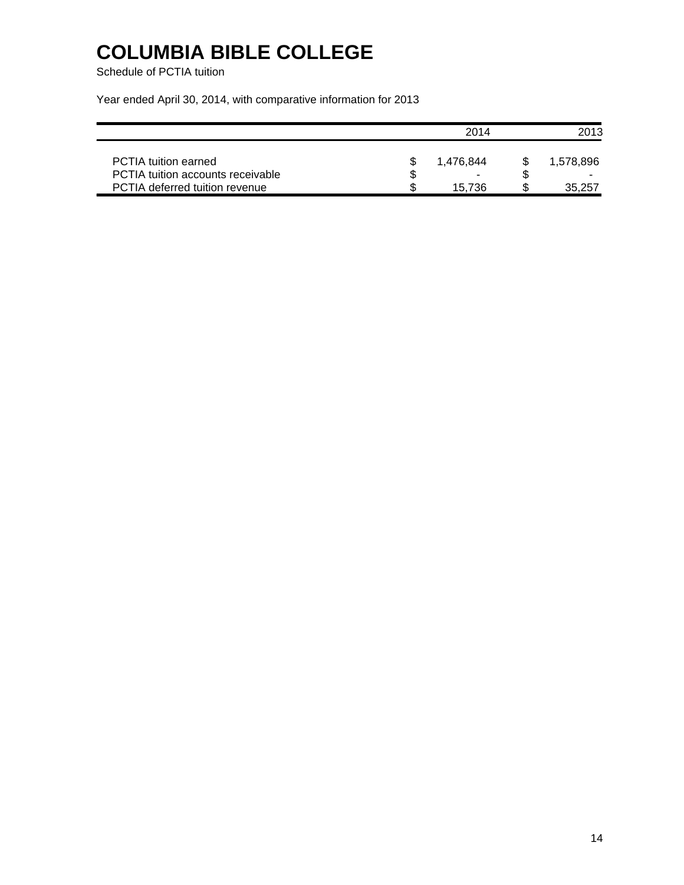# COLUMBIA BIBLE COLLEGE

Schedule of PCTIA tuition

Year ended April 30, 2014, with comparative information for 2013

| | 2014 | 2013 |
|---|---|---|
| PCTIA tuition earned | $ 1,476,844 | $ 1,578,896 |
| PCTIA tuition accounts receivable | $ - | $ - |
| PCTIA deferred tuition revenue | $ 15,736 | $ 35,257 |